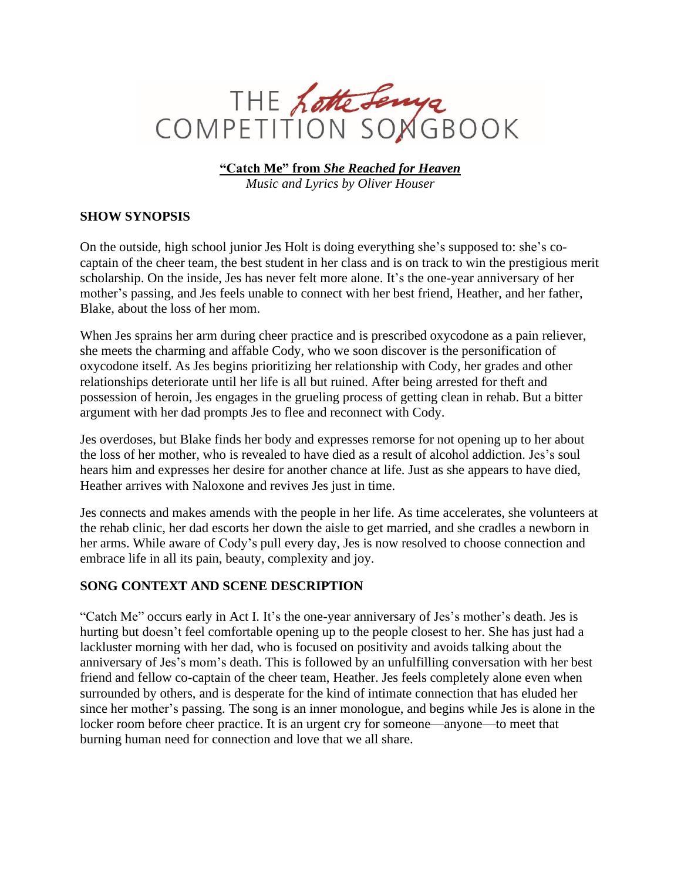# THE Lotte Lenya COMPETITION SONGBOOK

**"Catch Me" from *She Reached for Heaven***
*Music and Lyrics by Oliver Houser*

## SHOW SYNOPSIS

On the outside, high school junior Jes Holt is doing everything she's supposed to: she's co-captain of the cheer team, the best student in her class and is on track to win the prestigious merit scholarship. On the inside, Jes has never felt more alone. It's the one-year anniversary of her mother's passing, and Jes feels unable to connect with her best friend, Heather, and her father, Blake, about the loss of her mom.

When Jes sprains her arm during cheer practice and is prescribed oxycodone as a pain reliever, she meets the charming and affable Cody, who we soon discover is the personification of oxycodone itself. As Jes begins prioritizing her relationship with Cody, her grades and other relationships deteriorate until her life is all but ruined. After being arrested for theft and possession of heroin, Jes engages in the grueling process of getting clean in rehab. But a bitter argument with her dad prompts Jes to flee and reconnect with Cody.

Jes overdoses, but Blake finds her body and expresses remorse for not opening up to her about the loss of her mother, who is revealed to have died as a result of alcohol addiction. Jes's soul hears him and expresses her desire for another chance at life. Just as she appears to have died, Heather arrives with Naloxone and revives Jes just in time.

Jes connects and makes amends with the people in her life. As time accelerates, she volunteers at the rehab clinic, her dad escorts her down the aisle to get married, and she cradles a newborn in her arms. While aware of Cody's pull every day, Jes is now resolved to choose connection and embrace life in all its pain, beauty, complexity and joy.

## SONG CONTEXT AND SCENE DESCRIPTION

"Catch Me" occurs early in Act I. It's the one-year anniversary of Jes's mother's death. Jes is hurting but doesn't feel comfortable opening up to the people closest to her. She has just had a lackluster morning with her dad, who is focused on positivity and avoids talking about the anniversary of Jes's mom's death. This is followed by an unfulfilling conversation with her best friend and fellow co-captain of the cheer team, Heather. Jes feels completely alone even when surrounded by others, and is desperate for the kind of intimate connection that has eluded her since her mother's passing. The song is an inner monologue, and begins while Jes is alone in the locker room before cheer practice. It is an urgent cry for someone—anyone—to meet that burning human need for connection and love that we all share.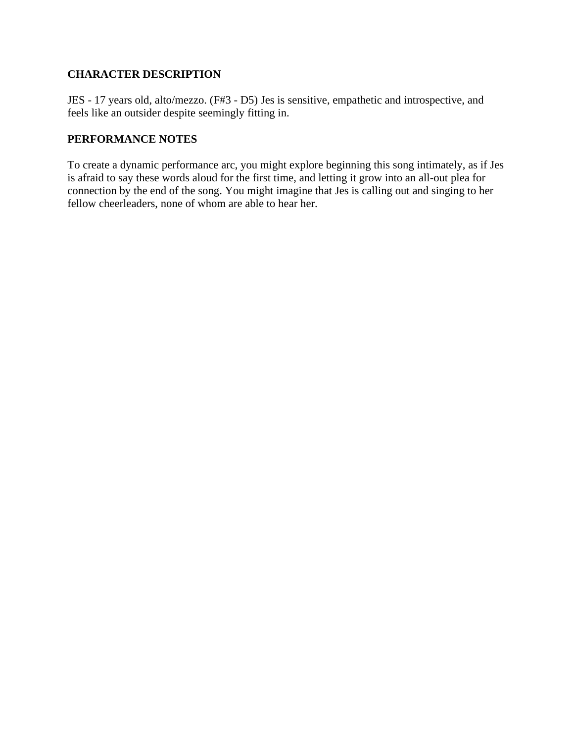**CHARACTER DESCRIPTION**

JES - 17 years old, alto/mezzo. (F#3 - D5) Jes is sensitive, empathetic and introspective, and feels like an outsider despite seemingly fitting in.

**PERFORMANCE NOTES**

To create a dynamic performance arc, you might explore beginning this song intimately, as if Jes is afraid to say these words aloud for the first time, and letting it grow into an all-out plea for connection by the end of the song. You might imagine that Jes is calling out and singing to her fellow cheerleaders, none of whom are able to hear her.